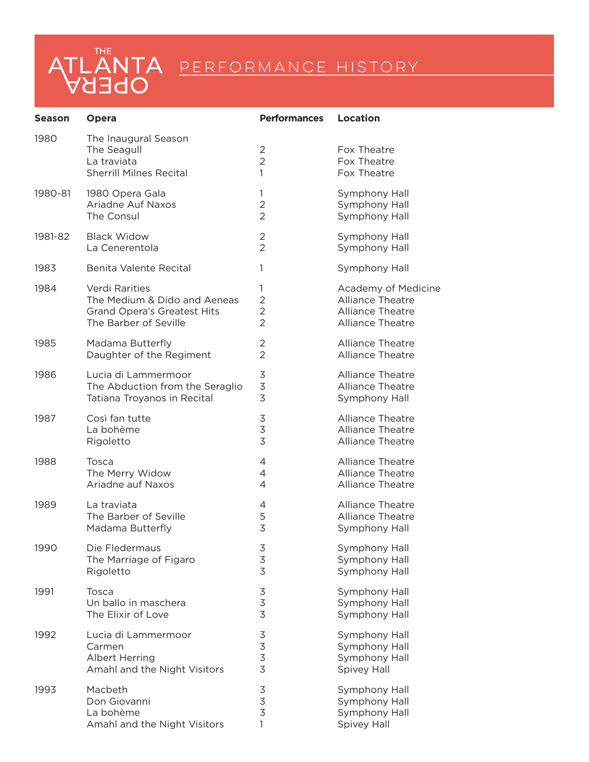# THE ATLANTA OPERA

## PERFORMANCE HISTORY

| Season | Opera | Performances | Location |
|---|---|---|---|
| 1980 | The Inaugural Season | | |
| | The Seagull | 2 | Fox Theatre |
| | La traviata | 2 | Fox Theatre |
| | Sherrill Milnes Recital | 1 | Fox Theatre |
| 1980-81 | 1980 Opera Gala | 1 | Symphony Hall |
| | Ariadne Auf Naxos | 2 | Symphony Hall |
| | The Consul | 2 | Symphony Hall |
| 1981-82 | Black Widow | 2 | Symphony Hall |
| | La Cenerentola | 2 | Symphony Hall |
| 1983 | Benita Valente Recital | 1 | Symphony Hall |
| 1984 | Verdi Rarities | 1 | Academy of Medicine |
| | The Medium & Dido and Aeneas | 2 | Alliance Theatre |
| | Grand Opera's Greatest Hits | 2 | Alliance Theatre |
| | The Barber of Seville | 2 | Alliance Theatre |
| 1985 | Madama Butterfly | 2 | Alliance Theatre |
| | Daughter of the Regiment | 2 | Alliance Theatre |
| 1986 | Lucia di Lammermoor | 3 | Alliance Theatre |
| | The Abduction from the Seraglio | 3 | Alliance Theatre |
| | Tatiana Troyanos in Recital | 3 | Symphony Hall |
| 1987 | Così fan tutte | 3 | Alliance Theatre |
| | La bohème | 3 | Alliance Theatre |
| | Rigoletto | 3 | Alliance Theatre |
| 1988 | Tosca | 4 | Alliance Theatre |
| | The Merry Widow | 4 | Alliance Theatre |
| | Ariadne auf Naxos | 4 | Alliance Theatre |
| 1989 | La traviata | 4 | Alliance Theatre |
| | The Barber of Seville | 5 | Alliance Theatre |
| | Madama Butterfly | 3 | Symphony Hall |
| 1990 | Die Fledermaus | 3 | Symphony Hall |
| | The Marriage of Figaro | 3 | Symphony Hall |
| | Rigoletto | 3 | Symphony Hall |
| 1991 | Tosca | 3 | Symphony Hall |
| | Un ballo in maschera | 3 | Symphony Hall |
| | The Elixir of Love | 3 | Symphony Hall |
| 1992 | Lucia di Lammermoor | 3 | Symphony Hall |
| | Carmen | 3 | Symphony Hall |
| | Albert Herring | 3 | Symphony Hall |
| | Amahl and the Night Visitors | 3 | Spivey Hall |
| 1993 | Macbeth | 3 | Symphony Hall |
| | Don Giovanni | 3 | Symphony Hall |
| | La bohème | 3 | Symphony Hall |
| | Amahl and the Night Visitors | 1 | Spivey Hall |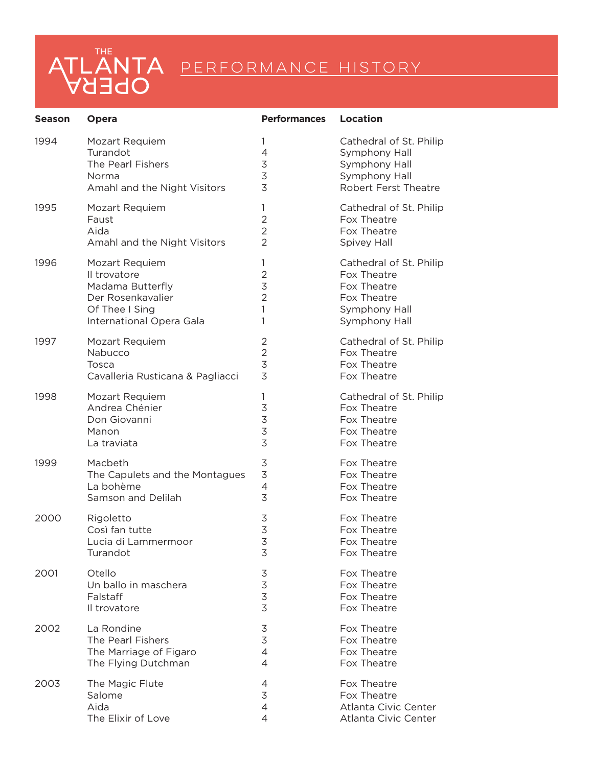# THE ATLANTA OPERA PERFORMANCE HISTORY

| Season | Opera | Performances | Location |
|---|---|---|---|
| 1994 | Mozart Requiem | 1 | Cathedral of St. Philip |
| | Turandot | 4 | Symphony Hall |
| | The Pearl Fishers | 3 | Symphony Hall |
| | Norma | 3 | Symphony Hall |
| | Amahl and the Night Visitors | 3 | Robert Ferst Theatre |
| 1995 | Mozart Requiem | 1 | Cathedral of St. Philip |
| | Faust | 2 | Fox Theatre |
| | Aida | 2 | Fox Theatre |
| | Amahl and the Night Visitors | 2 | Spivey Hall |
| 1996 | Mozart Requiem | 1 | Cathedral of St. Philip |
| | Il trovatore | 2 | Fox Theatre |
| | Madama Butterfly | 3 | Fox Theatre |
| | Der Rosenkavalier | 2 | Fox Theatre |
| | Of Thee I Sing | 1 | Symphony Hall |
| | International Opera Gala | 1 | Symphony Hall |
| 1997 | Mozart Requiem | 2 | Cathedral of St. Philip |
| | Nabucco | 2 | Fox Theatre |
| | Tosca | 3 | Fox Theatre |
| | Cavalleria Rusticana & Pagliacci | 3 | Fox Theatre |
| 1998 | Mozart Requiem | 1 | Cathedral of St. Philip |
| | Andrea Chénier | 3 | Fox Theatre |
| | Don Giovanni | 3 | Fox Theatre |
| | Manon | 3 | Fox Theatre |
| | La traviata | 3 | Fox Theatre |
| 1999 | Macbeth | 3 | Fox Theatre |
| | The Capulets and the Montagues | 3 | Fox Theatre |
| | La bohème | 4 | Fox Theatre |
| | Samson and Delilah | 3 | Fox Theatre |
| 2000 | Rigoletto | 3 | Fox Theatre |
| | Così fan tutte | 3 | Fox Theatre |
| | Lucia di Lammermoor | 3 | Fox Theatre |
| | Turandot | 3 | Fox Theatre |
| 2001 | Otello | 3 | Fox Theatre |
| | Un ballo in maschera | 3 | Fox Theatre |
| | Falstaff | 3 | Fox Theatre |
| | Il trovatore | 3 | Fox Theatre |
| 2002 | La Rondine | 3 | Fox Theatre |
| | The Pearl Fishers | 3 | Fox Theatre |
| | The Marriage of Figaro | 4 | Fox Theatre |
| | The Flying Dutchman | 4 | Fox Theatre |
| 2003 | The Magic Flute | 4 | Fox Theatre |
| | Salome | 3 | Fox Theatre |
| | Aida | 4 | Atlanta Civic Center |
| | The Elixir of Love | 4 | Atlanta Civic Center |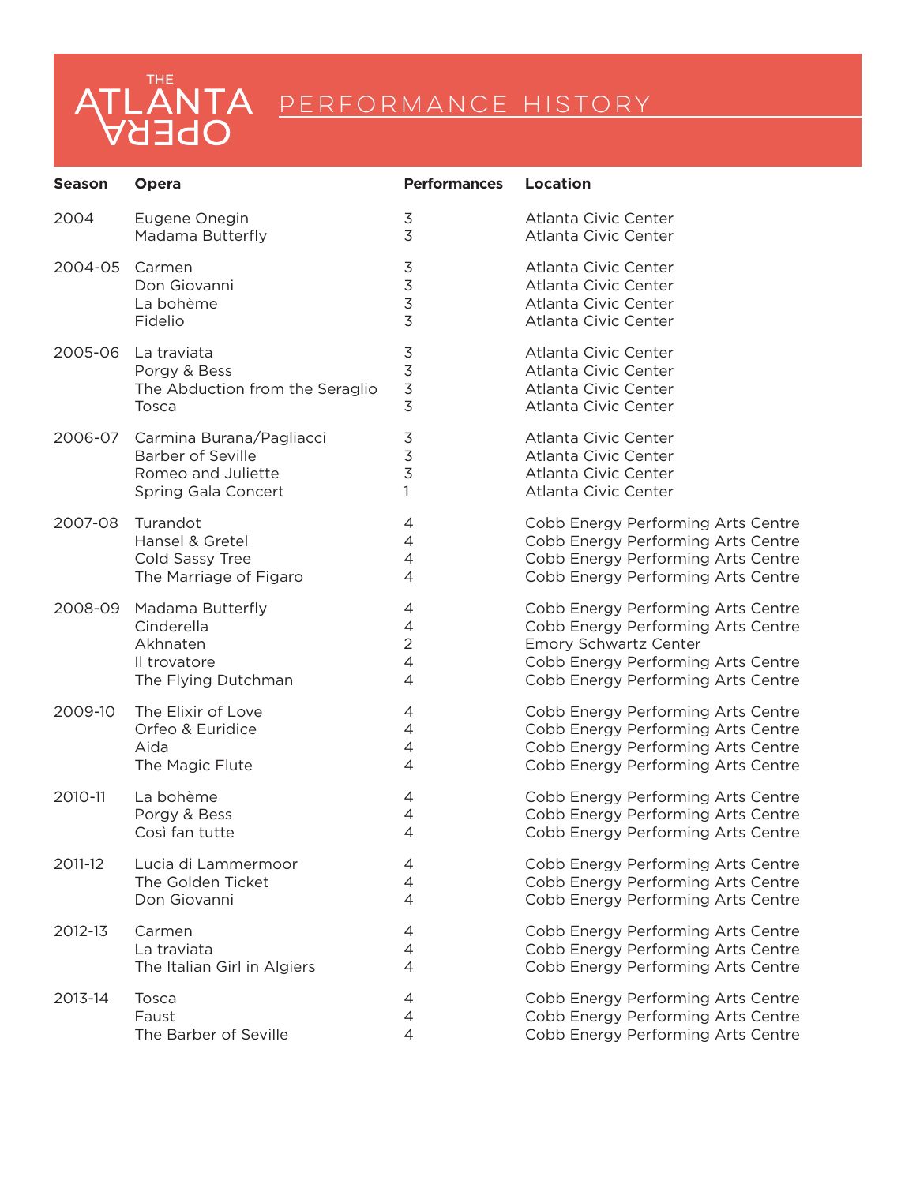# THE ATLANTA OPERA PERFORMANCE HISTORY

| Season | Opera | Performances | Location |
|---|---|---|---|
| 2004 | Eugene Onegin | 3 | Atlanta Civic Center |
| | Madama Butterfly | 3 | Atlanta Civic Center |
| 2004-05 | Carmen | 3 | Atlanta Civic Center |
| | Don Giovanni | 3 | Atlanta Civic Center |
| | La bohème | 3 | Atlanta Civic Center |
| | Fidelio | 3 | Atlanta Civic Center |
| 2005-06 | La traviata | 3 | Atlanta Civic Center |
| | Porgy & Bess | 3 | Atlanta Civic Center |
| | The Abduction from the Seraglio | 3 | Atlanta Civic Center |
| | Tosca | 3 | Atlanta Civic Center |
| 2006-07 | Carmina Burana/Pagliacci | 3 | Atlanta Civic Center |
| | Barber of Seville | 3 | Atlanta Civic Center |
| | Romeo and Juliette | 3 | Atlanta Civic Center |
| | Spring Gala Concert | 1 | Atlanta Civic Center |
| 2007-08 | Turandot | 4 | Cobb Energy Performing Arts Centre |
| | Hansel & Gretel | 4 | Cobb Energy Performing Arts Centre |
| | Cold Sassy Tree | 4 | Cobb Energy Performing Arts Centre |
| | The Marriage of Figaro | 4 | Cobb Energy Performing Arts Centre |
| 2008-09 | Madama Butterfly | 4 | Cobb Energy Performing Arts Centre |
| | Cinderella | 4 | Cobb Energy Performing Arts Centre |
| | Akhnaten | 2 | Emory Schwartz Center |
| | Il trovatore | 4 | Cobb Energy Performing Arts Centre |
| | The Flying Dutchman | 4 | Cobb Energy Performing Arts Centre |
| 2009-10 | The Elixir of Love | 4 | Cobb Energy Performing Arts Centre |
| | Orfeo & Euridice | 4 | Cobb Energy Performing Arts Centre |
| | Aida | 4 | Cobb Energy Performing Arts Centre |
| | The Magic Flute | 4 | Cobb Energy Performing Arts Centre |
| 2010-11 | La bohème | 4 | Cobb Energy Performing Arts Centre |
| | Porgy & Bess | 4 | Cobb Energy Performing Arts Centre |
| | Così fan tutte | 4 | Cobb Energy Performing Arts Centre |
| 2011-12 | Lucia di Lammermoor | 4 | Cobb Energy Performing Arts Centre |
| | The Golden Ticket | 4 | Cobb Energy Performing Arts Centre |
| | Don Giovanni | 4 | Cobb Energy Performing Arts Centre |
| 2012-13 | Carmen | 4 | Cobb Energy Performing Arts Centre |
| | La traviata | 4 | Cobb Energy Performing Arts Centre |
| | The Italian Girl in Algiers | 4 | Cobb Energy Performing Arts Centre |
| 2013-14 | Tosca | 4 | Cobb Energy Performing Arts Centre |
| | Faust | 4 | Cobb Energy Performing Arts Centre |
| | The Barber of Seville | 4 | Cobb Energy Performing Arts Centre |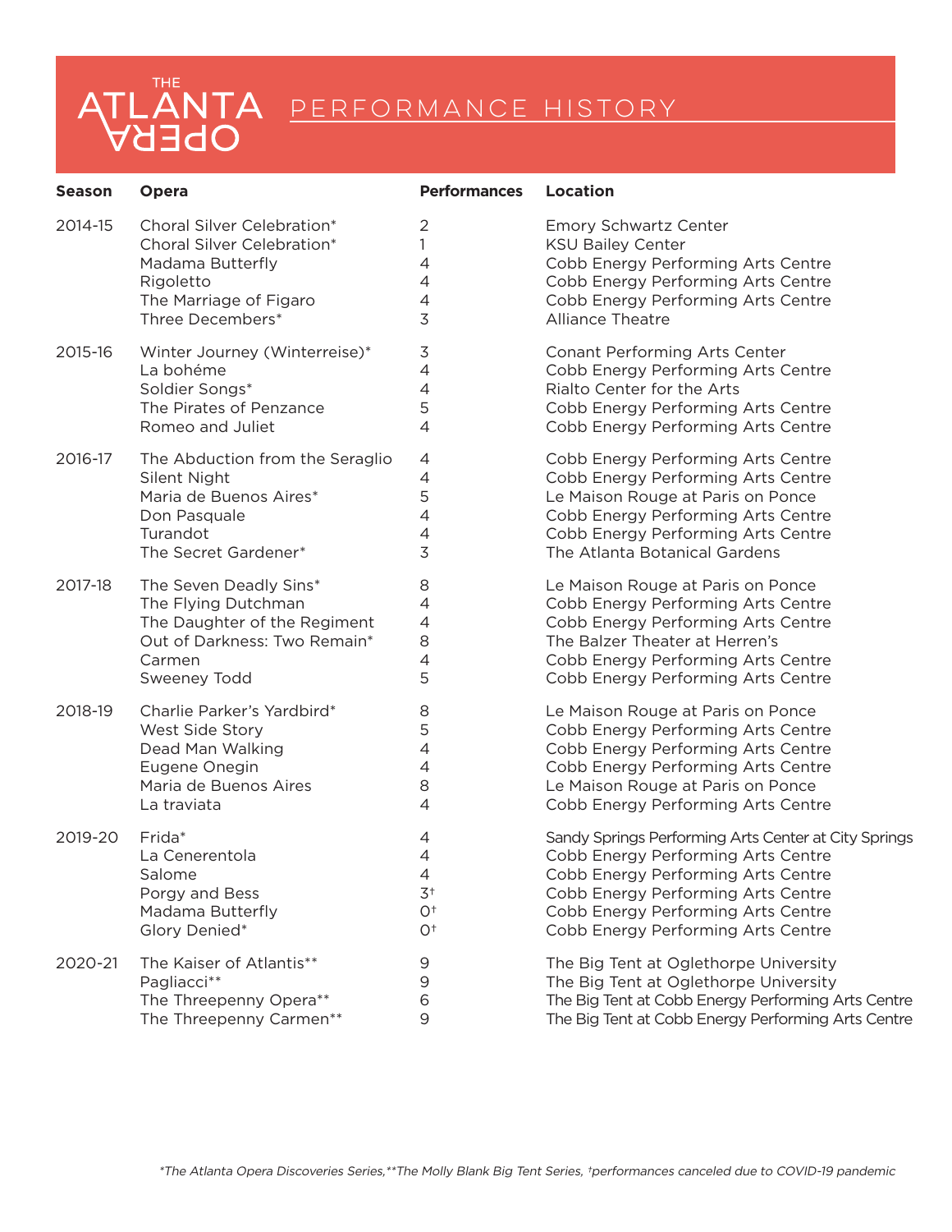# THE ATLANTA OPERA PERFORMANCE HISTORY

| Season | Opera | Performances | Location |
|---|---|---|---|
| 2014-15 | Choral Silver Celebration* | 2 | Emory Schwartz Center |
| | Choral Silver Celebration* | 1 | KSU Bailey Center |
| | Madama Butterfly | 4 | Cobb Energy Performing Arts Centre |
| | Rigoletto | 4 | Cobb Energy Performing Arts Centre |
| | The Marriage of Figaro | 4 | Cobb Energy Performing Arts Centre |
| | Three Decembers* | 3 | Alliance Theatre |
| 2015-16 | Winter Journey (Winterreise)* | 3 | Conant Performing Arts Center |
| | La bohéme | 4 | Cobb Energy Performing Arts Centre |
| | Soldier Songs* | 4 | Rialto Center for the Arts |
| | The Pirates of Penzance | 5 | Cobb Energy Performing Arts Centre |
| | Romeo and Juliet | 4 | Cobb Energy Performing Arts Centre |
| 2016-17 | The Abduction from the Seraglio | 4 | Cobb Energy Performing Arts Centre |
| | Silent Night | 4 | Cobb Energy Performing Arts Centre |
| | Maria de Buenos Aires* | 5 | Le Maison Rouge at Paris on Ponce |
| | Don Pasquale | 4 | Cobb Energy Performing Arts Centre |
| | Turandot | 4 | Cobb Energy Performing Arts Centre |
| | The Secret Gardener* | 3 | The Atlanta Botanical Gardens |
| 2017-18 | The Seven Deadly Sins* | 8 | Le Maison Rouge at Paris on Ponce |
| | The Flying Dutchman | 4 | Cobb Energy Performing Arts Centre |
| | The Daughter of the Regiment | 4 | Cobb Energy Performing Arts Centre |
| | Out of Darkness: Two Remain* | 8 | The Balzer Theater at Herren's |
| | Carmen | 4 | Cobb Energy Performing Arts Centre |
| | Sweeney Todd | 5 | Cobb Energy Performing Arts Centre |
| 2018-19 | Charlie Parker's Yardbird* | 8 | Le Maison Rouge at Paris on Ponce |
| | West Side Story | 5 | Cobb Energy Performing Arts Centre |
| | Dead Man Walking | 4 | Cobb Energy Performing Arts Centre |
| | Eugene Onegin | 4 | Cobb Energy Performing Arts Centre |
| | Maria de Buenos Aires | 8 | Le Maison Rouge at Paris on Ponce |
| | La traviata | 4 | Cobb Energy Performing Arts Centre |
| 2019-20 | Frida* | 4 | Sandy Springs Performing Arts Center at City Springs |
| | La Cenerentola | 4 | Cobb Energy Performing Arts Centre |
| | Salome | 4 | Cobb Energy Performing Arts Centre |
| | Porgy and Bess | 3† | Cobb Energy Performing Arts Centre |
| | Madama Butterfly | 0† | Cobb Energy Performing Arts Centre |
| | Glory Denied* | 0† | Cobb Energy Performing Arts Centre |
| 2020-21 | The Kaiser of Atlantis** | 9 | The Big Tent at Oglethorpe University |
| | Pagliacci** | 9 | The Big Tent at Oglethorpe University |
| | The Threepenny Opera** | 6 | The Big Tent at Cobb Energy Performing Arts Centre |
| | The Threepenny Carmen** | 9 | The Big Tent at Cobb Energy Performing Arts Centre |

*\*The Atlanta Opera Discoveries Series, \*\*The Molly Blank Big Tent Series, †performances canceled due to COVID-19 pandemic*